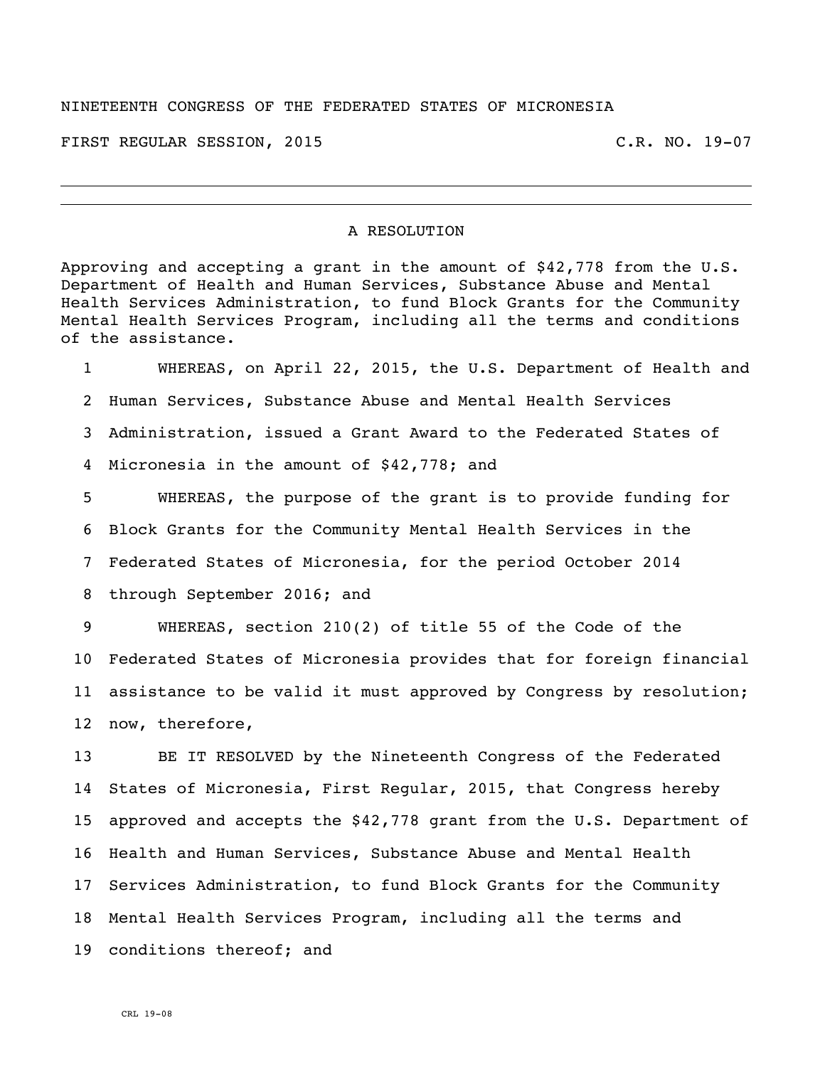NINETEENTH CONGRESS OF THE FEDERATED STATES OF MICRONESIA

FIRST REGULAR SESSION, 2015 C.R. NO. 19-07

---

## A RESOLUTION

Approving and accepting a grant in the amount of $42,778 from the U.S. Department of Health and Human Services, Substance Abuse and Mental Health Services Administration, to fund Block Grants for the Community Mental Health Services Program, including all the terms and conditions of the assistance.

1 WHEREAS, on April 22, 2015, the U.S. Department of Health and
2 Human Services, Substance Abuse and Mental Health Services
3 Administration, issued a Grant Award to the Federated States of
4 Micronesia in the amount of $42,778; and

5 WHEREAS, the purpose of the grant is to provide funding for
6 Block Grants for the Community Mental Health Services in the
7 Federated States of Micronesia, for the period October 2014
8 through September 2016; and

9 WHEREAS, section 210(2) of title 55 of the Code of the
10 Federated States of Micronesia provides that for foreign financial
11 assistance to be valid it must approved by Congress by resolution;
12 now, therefore,

13 BE IT RESOLVED by the Nineteenth Congress of the Federated
14 States of Micronesia, First Regular, 2015, that Congress hereby
15 approved and accepts the $42,778 grant from the U.S. Department of
16 Health and Human Services, Substance Abuse and Mental Health
17 Services Administration, to fund Block Grants for the Community
18 Mental Health Services Program, including all the terms and
19 conditions thereof; and

CRL 19-08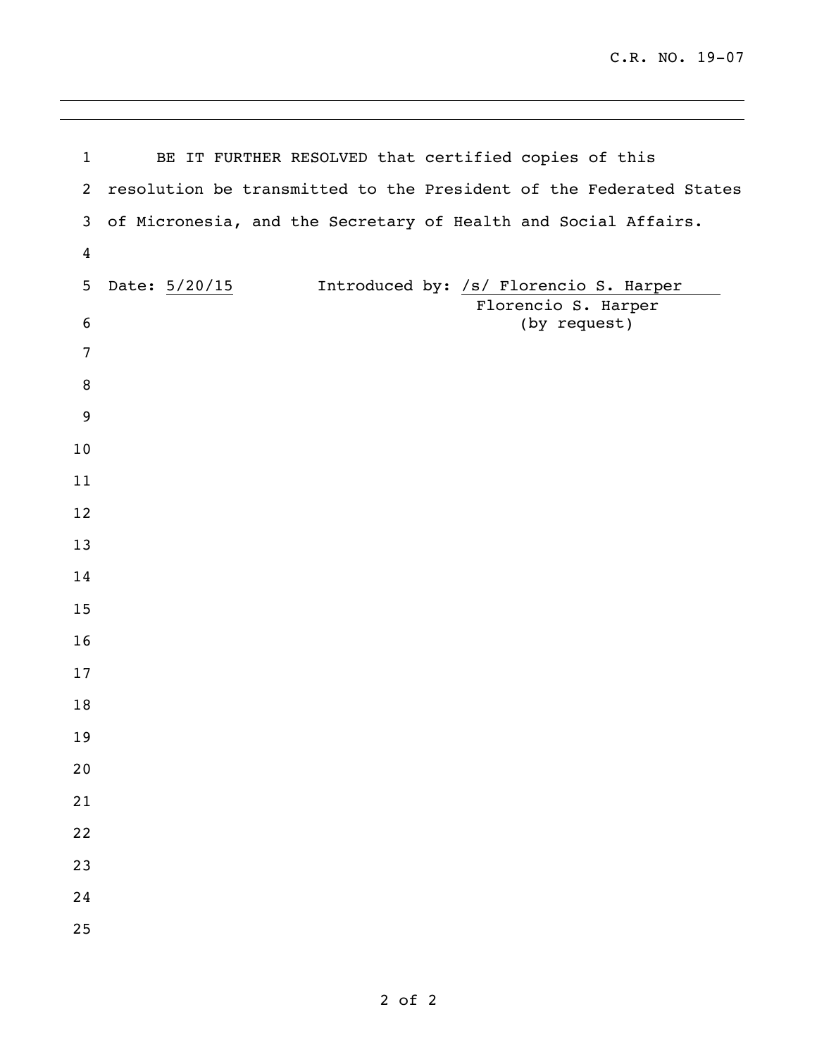BE IT FURTHER RESOLVED that certified copies of this resolution be transmitted to the President of the Federated States of Micronesia, and the Secretary of Health and Social Affairs.

Date: 5/20/15

Introduced by: /s/ Florencio S. Harper
Florencio S. Harper
(by request)